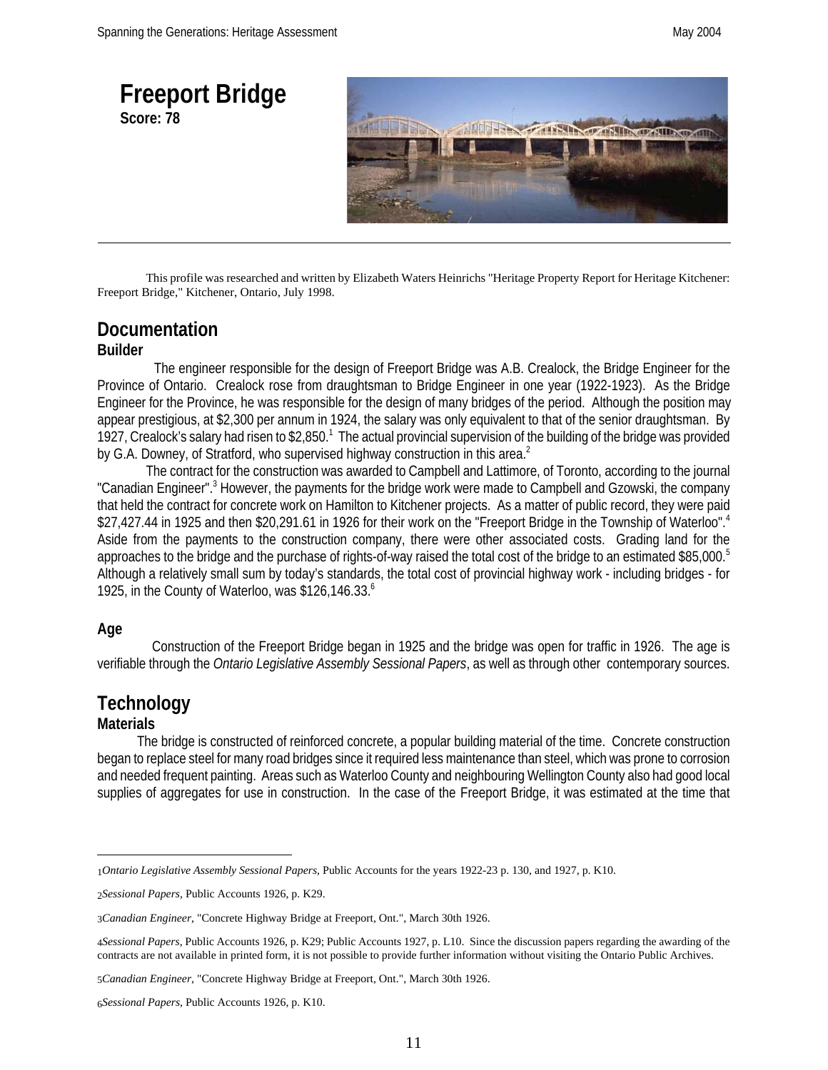# Freeport Bridge

**Score: 78**

This profile was researched and written by Elizabeth Waters Heinrichs "Heritage Property Report for Heritage Kitchener: Freeport Bridge," Kitchener, Ontario, July 1998.

## Documentation

### Builder

The engineer responsible for the design of Freeport Bridge was A.B. Crealock, the Bridge Engineer for the Province of Ontario. Crealock rose from draughtsman to Bridge Engineer in one year (1922-1923). As the Bridge Engineer for the Province, he was responsible for the design of many bridges of the period. Although the position may appear prestigious, at $2,300 per annum in 1924, the salary was only equivalent to that of the senior draughtsman. By 1927, Crealock's salary had risen to $2,850.[1] The actual provincial supervision of the building of the bridge was provided by G.A. Downey, of Stratford, who supervised highway construction in this area.[2]

The contract for the construction was awarded to Campbell and Lattimore, of Toronto, according to the journal "Canadian Engineer".[3] However, the payments for the bridge work were made to Campbell and Gzowski, the company that held the contract for concrete work on Hamilton to Kitchener projects. As a matter of public record, they were paid $27,427.44 in 1925 and then $20,291.61 in 1926 for their work on the "Freeport Bridge in the Township of Waterloo".[4] Aside from the payments to the construction company, there were other associated costs. Grading land for the approaches to the bridge and the purchase of rights-of-way raised the total cost of the bridge to an estimated $85,000.[5] Although a relatively small sum by today's standards, the total cost of provincial highway work - including bridges - for 1925, in the County of Waterloo, was $126,146.33.[6]

### Age

Construction of the Freeport Bridge began in 1925 and the bridge was open for traffic in 1926. The age is verifiable through the *Ontario Legislative Assembly Sessional Papers*, as well as through other contemporary sources.

## Technology

### Materials

The bridge is constructed of reinforced concrete, a popular building material of the time. Concrete construction began to replace steel for many road bridges since it required less maintenance than steel, which was prone to corrosion and needed frequent painting. Areas such as Waterloo County and neighbouring Wellington County also had good local supplies of aggregates for use in construction. In the case of the Freeport Bridge, it was estimated at the time that

---

1 *Ontario Legislative Assembly Sessional Papers*, Public Accounts for the years 1922-23 p. 130, and 1927, p. K10.

2 *Sessional Papers*, Public Accounts 1926, p. K29.

3 *Canadian Engineer*, "Concrete Highway Bridge at Freeport, Ont.", March 30th 1926.

4 *Sessional Papers*, Public Accounts 1926, p. K29; Public Accounts 1927, p. L10. Since the discussion papers regarding the awarding of the contracts are not available in printed form, it is not possible to provide further information without visiting the Ontario Public Archives.

5 *Canadian Engineer*, "Concrete Highway Bridge at Freeport, Ont.", March 30th 1926.

6 *Sessional Papers*, Public Accounts 1926, p. K10.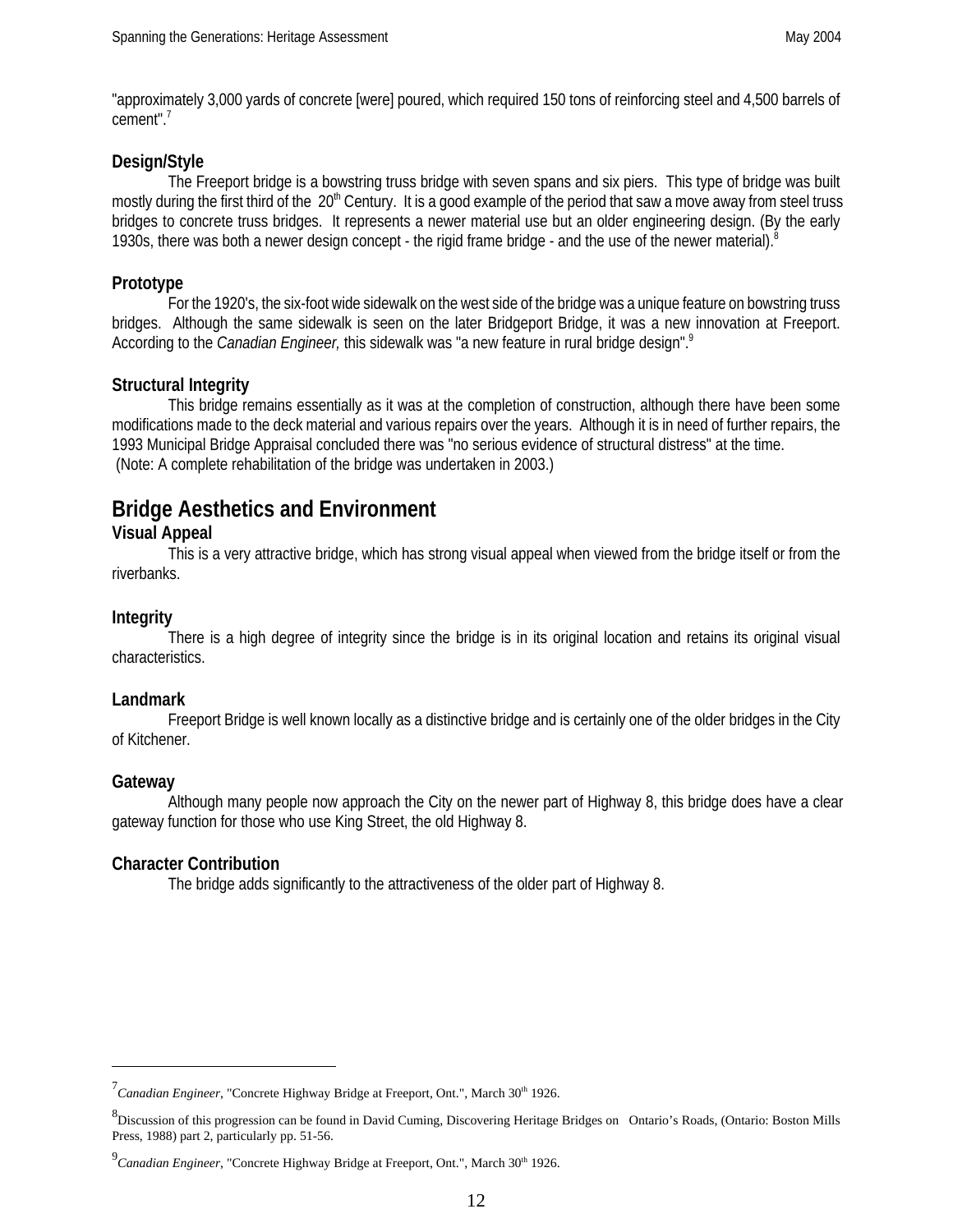"approximately 3,000 yards of concrete [were] poured, which required 150 tons of reinforcing steel and 4,500 barrels of cement".[7]

### Design/Style

The Freeport bridge is a bowstring truss bridge with seven spans and six piers. This type of bridge was built mostly during the first third of the 20th Century. It is a good example of the period that saw a move away from steel truss bridges to concrete truss bridges. It represents a newer material use but an older engineering design. (By the early 1930s, there was both a newer design concept - the rigid frame bridge - and the use of the newer material).[8]

### Prototype

For the 1920's, the six-foot wide sidewalk on the west side of the bridge was a unique feature on bowstring truss bridges. Although the same sidewalk is seen on the later Bridgeport Bridge, it was a new innovation at Freeport. According to the *Canadian Engineer,* this sidewalk was "a new feature in rural bridge design".[9]

### Structural Integrity

This bridge remains essentially as it was at the completion of construction, although there have been some modifications made to the deck material and various repairs over the years. Although it is in need of further repairs, the 1993 Municipal Bridge Appraisal concluded there was "no serious evidence of structural distress" at the time.
(Note: A complete rehabilitation of the bridge was undertaken in 2003.)

## Bridge Aesthetics and Environment

### Visual Appeal

This is a very attractive bridge, which has strong visual appeal when viewed from the bridge itself or from the riverbanks.

### Integrity

There is a high degree of integrity since the bridge is in its original location and retains its original visual characteristics.

### Landmark

Freeport Bridge is well known locally as a distinctive bridge and is certainly one of the older bridges in the City of Kitchener.

### Gateway

Although many people now approach the City on the newer part of Highway 8, this bridge does have a clear gateway function for those who use King Street, the old Highway 8.

### Character Contribution

The bridge adds significantly to the attractiveness of the older part of Highway 8.

---

[7] *Canadian Engineer*, "Concrete Highway Bridge at Freeport, Ont.", March 30th 1926.

[8] Discussion of this progression can be found in David Cuming, Discovering Heritage Bridges on Ontario's Roads, (Ontario: Boston Mills Press, 1988) part 2, particularly pp. 51-56.

[9] *Canadian Engineer*, "Concrete Highway Bridge at Freeport, Ont.", March 30th 1926.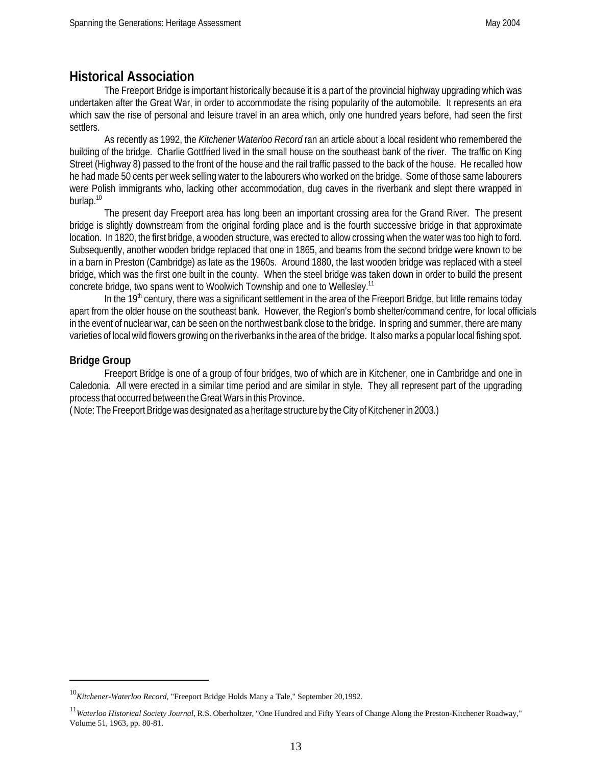## Historical Association

The Freeport Bridge is important historically because it is a part of the provincial highway upgrading which was undertaken after the Great War, in order to accommodate the rising popularity of the automobile. It represents an era which saw the rise of personal and leisure travel in an area which, only one hundred years before, had seen the first settlers.

As recently as 1992, the *Kitchener Waterloo Record* ran an article about a local resident who remembered the building of the bridge. Charlie Gottfried lived in the small house on the southeast bank of the river. The traffic on King Street (Highway 8) passed to the front of the house and the rail traffic passed to the back of the house. He recalled how he had made 50 cents per week selling water to the labourers who worked on the bridge. Some of those same labourers were Polish immigrants who, lacking other accommodation, dug caves in the riverbank and slept there wrapped in burlap.[10]

The present day Freeport area has long been an important crossing area for the Grand River. The present bridge is slightly downstream from the original fording place and is the fourth successive bridge in that approximate location. In 1820, the first bridge, a wooden structure, was erected to allow crossing when the water was too high to ford. Subsequently, another wooden bridge replaced that one in 1865, and beams from the second bridge were known to be in a barn in Preston (Cambridge) as late as the 1960s. Around 1880, the last wooden bridge was replaced with a steel bridge, which was the first one built in the county. When the steel bridge was taken down in order to build the present concrete bridge, two spans went to Woolwich Township and one to Wellesley.[11]

In the 19th century, there was a significant settlement in the area of the Freeport Bridge, but little remains today apart from the older house on the southeast bank. However, the Region's bomb shelter/command centre, for local officials in the event of nuclear war, can be seen on the northwest bank close to the bridge. In spring and summer, there are many varieties of local wild flowers growing on the riverbanks in the area of the bridge. It also marks a popular local fishing spot.

### Bridge Group

Freeport Bridge is one of a group of four bridges, two of which are in Kitchener, one in Cambridge and one in Caledonia. All were erected in a similar time period and are similar in style. They all represent part of the upgrading process that occurred between the Great Wars in this Province.

( Note: The Freeport Bridge was designated as a heritage structure by the City of Kitchener in 2003.)

---

[10] *Kitchener-Waterloo Record*, "Freeport Bridge Holds Many a Tale," September 20,1992.

[11] *Waterloo Historical Society Journal*, R.S. Oberholtzer, "One Hundred and Fifty Years of Change Along the Preston-Kitchener Roadway," Volume 51, 1963, pp. 80-81.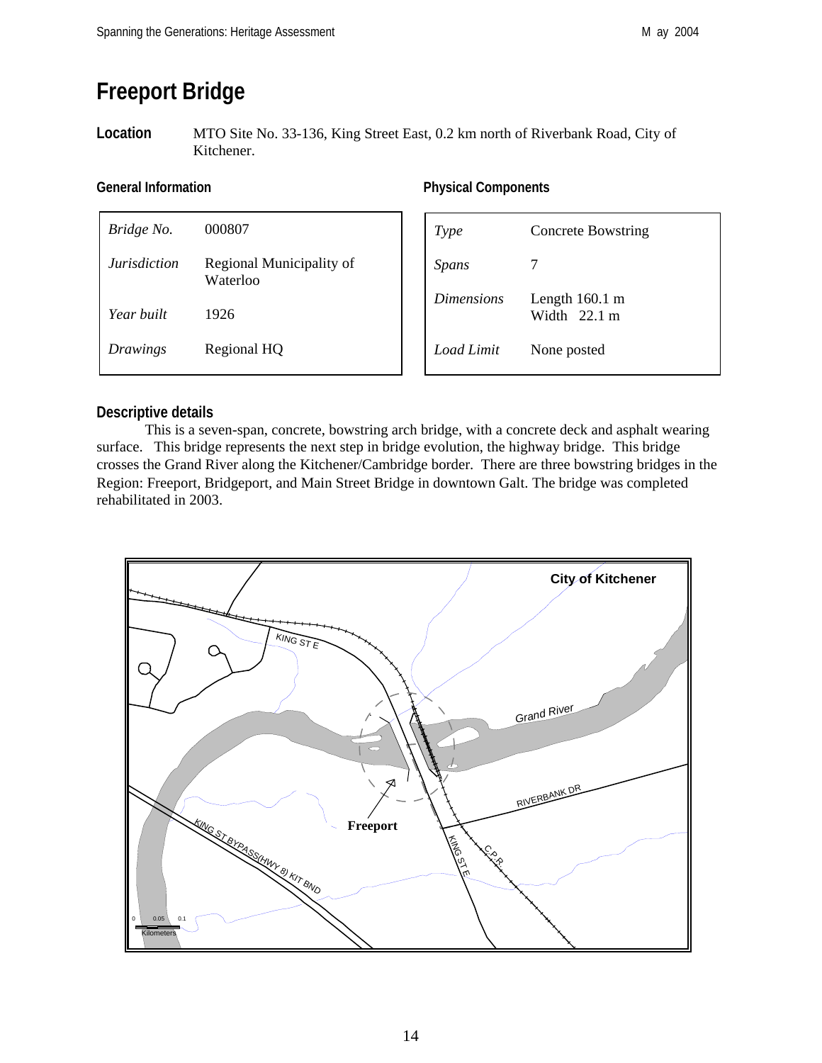# Freeport Bridge

**Location** MTO Site No. 33-136, King Street East, 0.2 km north of Riverbank Road, City of Kitchener.

**General Information**

| | |
|---|---|
| *Bridge No.* | 000807 |
| *Jurisdiction* | Regional Municipality of Waterloo |
| *Year built* | 1926 |
| *Drawings* | Regional HQ |

**Physical Components**

| | |
|---|---|
| *Type* | Concrete Bowstring |
| *Spans* | 7 |
| *Dimensions* | Length 160.1 m<br>Width 22.1 m |
| *Load Limit* | None posted |

**Descriptive details**

This is a seven-span, concrete, bowstring arch bridge, with a concrete deck and asphalt wearing surface. This bridge represents the next step in bridge evolution, the highway bridge. This bridge crosses the Grand River along the Kitchener/Cambridge border. There are three bowstring bridges in the Region: Freeport, Bridgeport, and Main Street Bridge in downtown Galt. The bridge was completed rehabilitated in 2003.

City of Kitchener

KING ST E

Grand River

RIVERBANK DR

Freeport

KING ST BYPASS(HWY 8) KIT BND

KING ST E

C.P.R.

0 0.05 0.1
Kilometers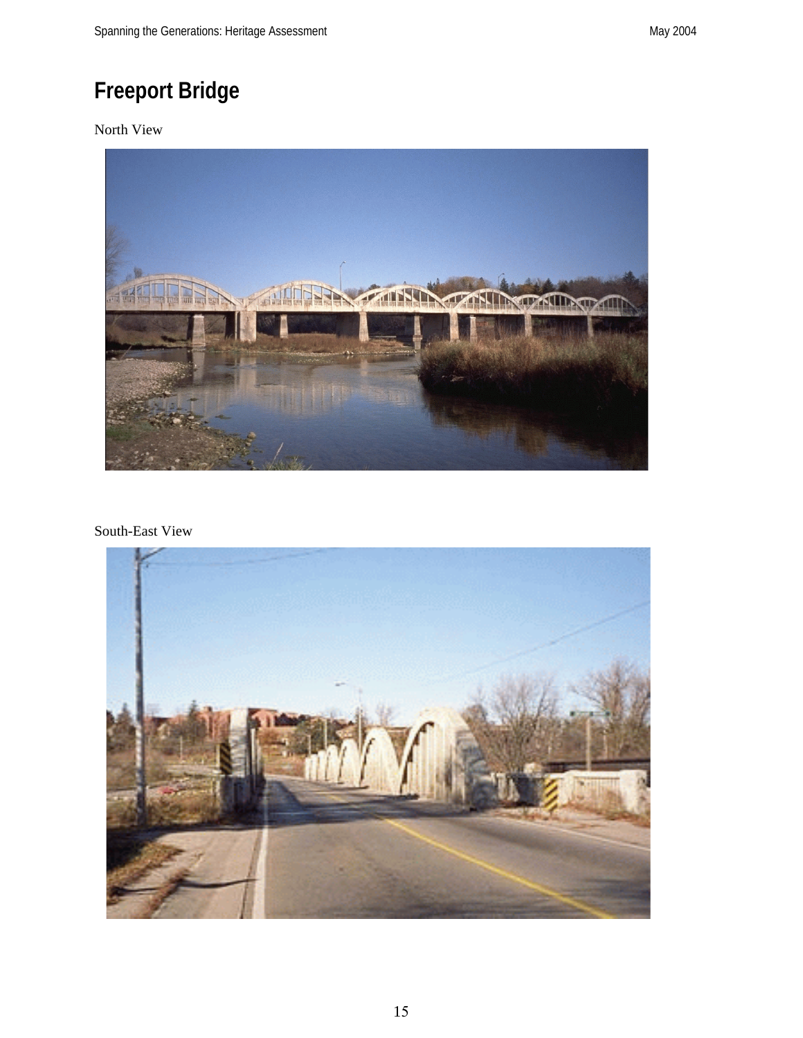# Freeport Bridge

North View

South-East View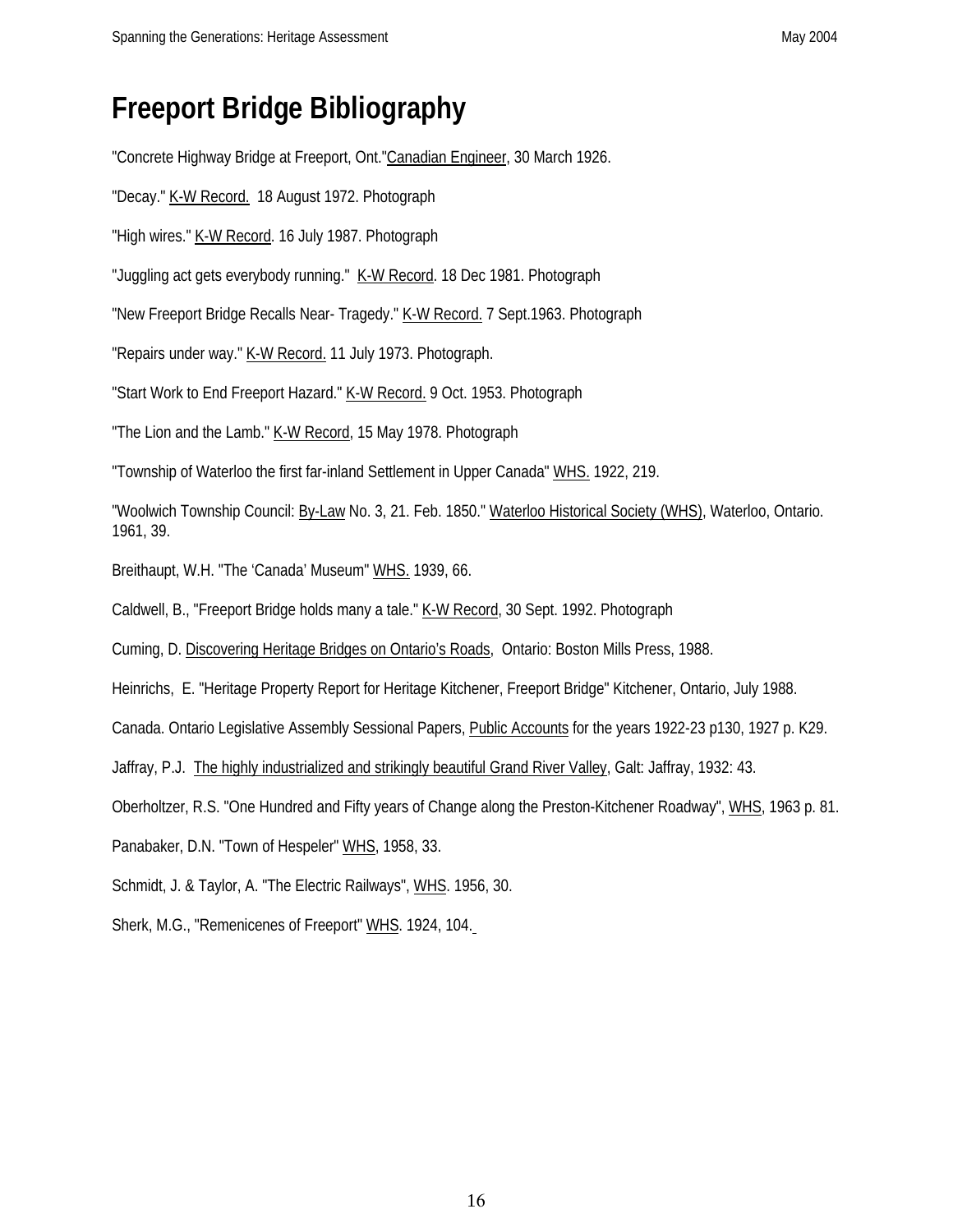# Freeport Bridge Bibliography

"Concrete Highway Bridge at Freeport, Ont."Canadian Engineer, 30 March 1926.

"Decay." K-W Record. 18 August 1972. Photograph

"High wires." K-W Record. 16 July 1987. Photograph

"Juggling act gets everybody running." K-W Record. 18 Dec 1981. Photograph

"New Freeport Bridge Recalls Near- Tragedy." K-W Record. 7 Sept.1963. Photograph

"Repairs under way." K-W Record. 11 July 1973. Photograph.

"Start Work to End Freeport Hazard." K-W Record. 9 Oct. 1953. Photograph

"The Lion and the Lamb." K-W Record, 15 May 1978. Photograph

"Township of Waterloo the first far-inland Settlement in Upper Canada" WHS. 1922, 219.

"Woolwich Township Council: By-Law No. 3, 21. Feb. 1850." Waterloo Historical Society (WHS), Waterloo, Ontario. 1961, 39.

Breithaupt, W.H. "The 'Canada' Museum" WHS. 1939, 66.

Caldwell, B., "Freeport Bridge holds many a tale." K-W Record, 30 Sept. 1992. Photograph

Cuming, D. Discovering Heritage Bridges on Ontario's Roads, Ontario: Boston Mills Press, 1988.

Heinrichs, E. "Heritage Property Report for Heritage Kitchener, Freeport Bridge" Kitchener, Ontario, July 1988.

Canada. Ontario Legislative Assembly Sessional Papers, Public Accounts for the years 1922-23 p130, 1927 p. K29.

Jaffray, P.J. The highly industrialized and strikingly beautiful Grand River Valley, Galt: Jaffray, 1932: 43.

Oberholtzer, R.S. "One Hundred and Fifty years of Change along the Preston-Kitchener Roadway", WHS, 1963 p. 81.

Panabaker, D.N. "Town of Hespeler" WHS, 1958, 33.

Schmidt, J. & Taylor, A. "The Electric Railways", WHS. 1956, 30.

Sherk, M.G., "Remenicenes of Freeport" WHS. 1924, 104.